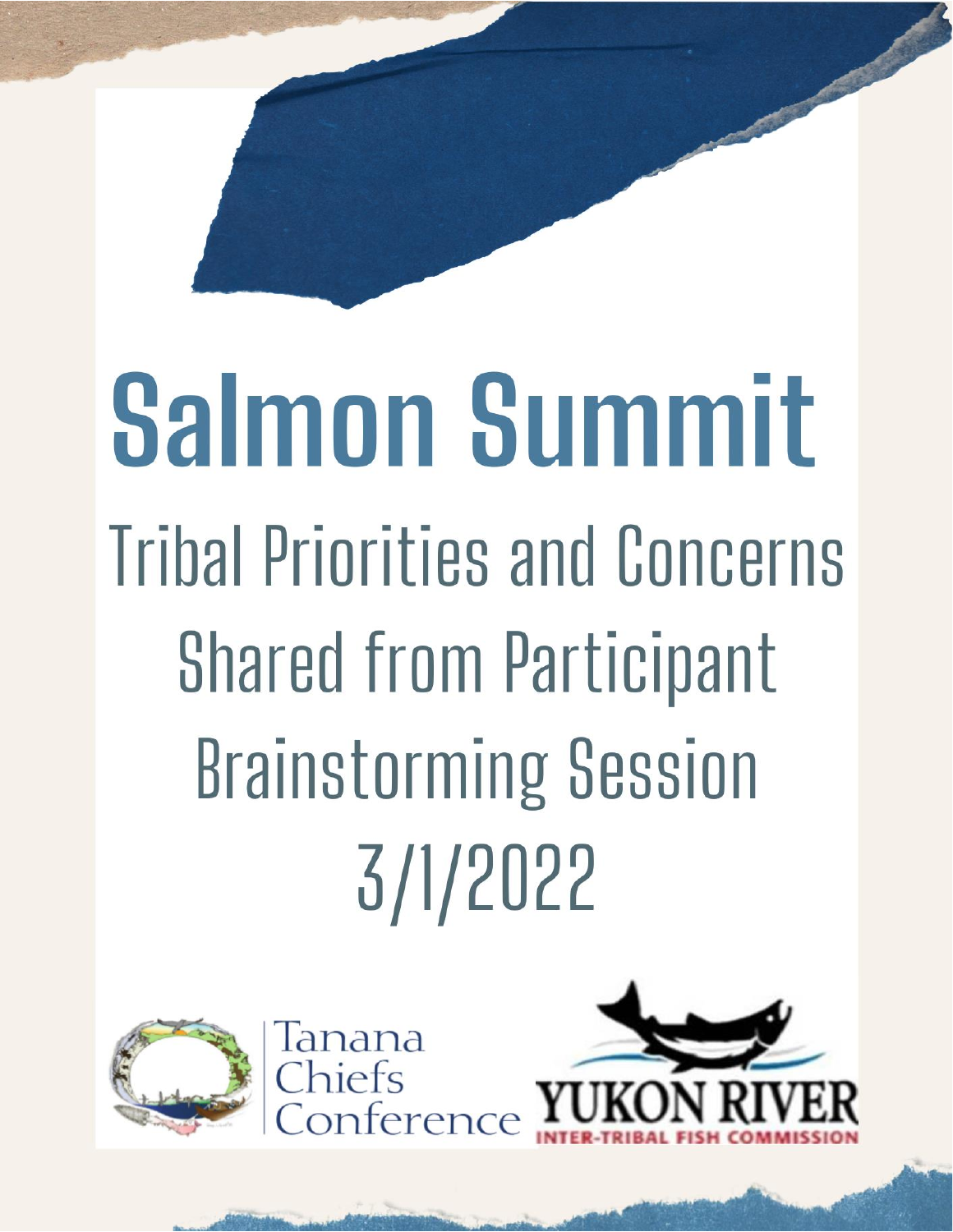# Salmon Summit

## Tribal Priorities and Concerns Shared from Participant Brainstorming Session

## 3/1/2022

Tanana Chiefs Conference

YUKON RIVER INTER-TRIBAL FISH COMMISSION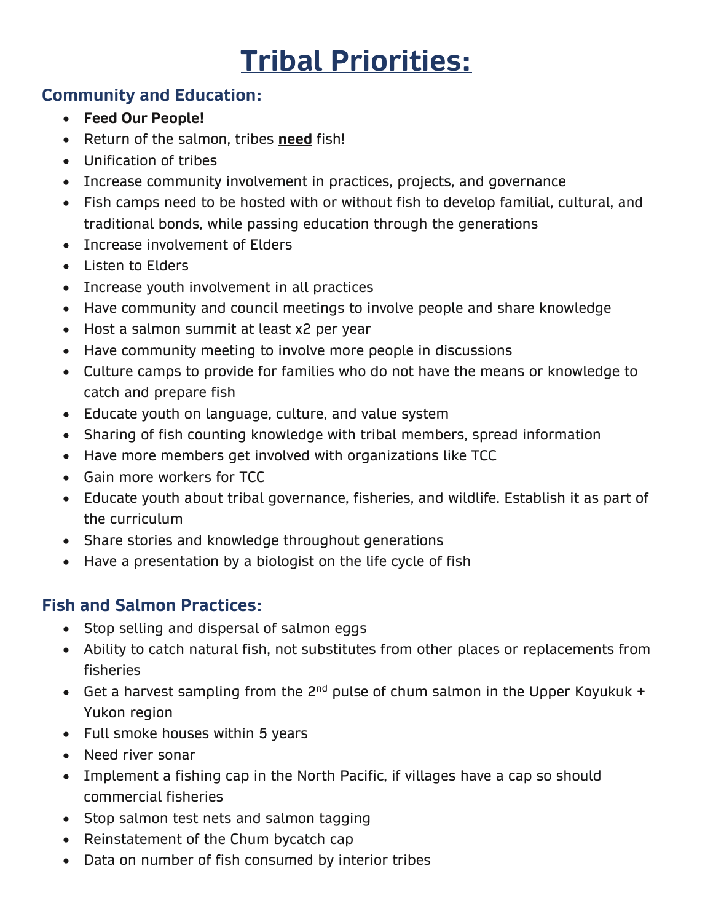# Tribal Priorities:

## Community and Education:

- **Feed Our People!**
- Return of the salmon, tribes **need** fish!
- Unification of tribes
- Increase community involvement in practices, projects, and governance
- Fish camps need to be hosted with or without fish to develop familial, cultural, and traditional bonds, while passing education through the generations
- Increase involvement of Elders
- Listen to Elders
- Increase youth involvement in all practices
- Have community and council meetings to involve people and share knowledge
- Host a salmon summit at least x2 per year
- Have community meeting to involve more people in discussions
- Culture camps to provide for families who do not have the means or knowledge to catch and prepare fish
- Educate youth on language, culture, and value system
- Sharing of fish counting knowledge with tribal members, spread information
- Have more members get involved with organizations like TCC
- Gain more workers for TCC
- Educate youth about tribal governance, fisheries, and wildlife. Establish it as part of the curriculum
- Share stories and knowledge throughout generations
- Have a presentation by a biologist on the life cycle of fish

## Fish and Salmon Practices:

- Stop selling and dispersal of salmon eggs
- Ability to catch natural fish, not substitutes from other places or replacements from fisheries
- Get a harvest sampling from the 2nd pulse of chum salmon in the Upper Koyukuk + Yukon region
- Full smoke houses within 5 years
- Need river sonar
- Implement a fishing cap in the North Pacific, if villages have a cap so should commercial fisheries
- Stop salmon test nets and salmon tagging
- Reinstatement of the Chum bycatch cap
- Data on number of fish consumed by interior tribes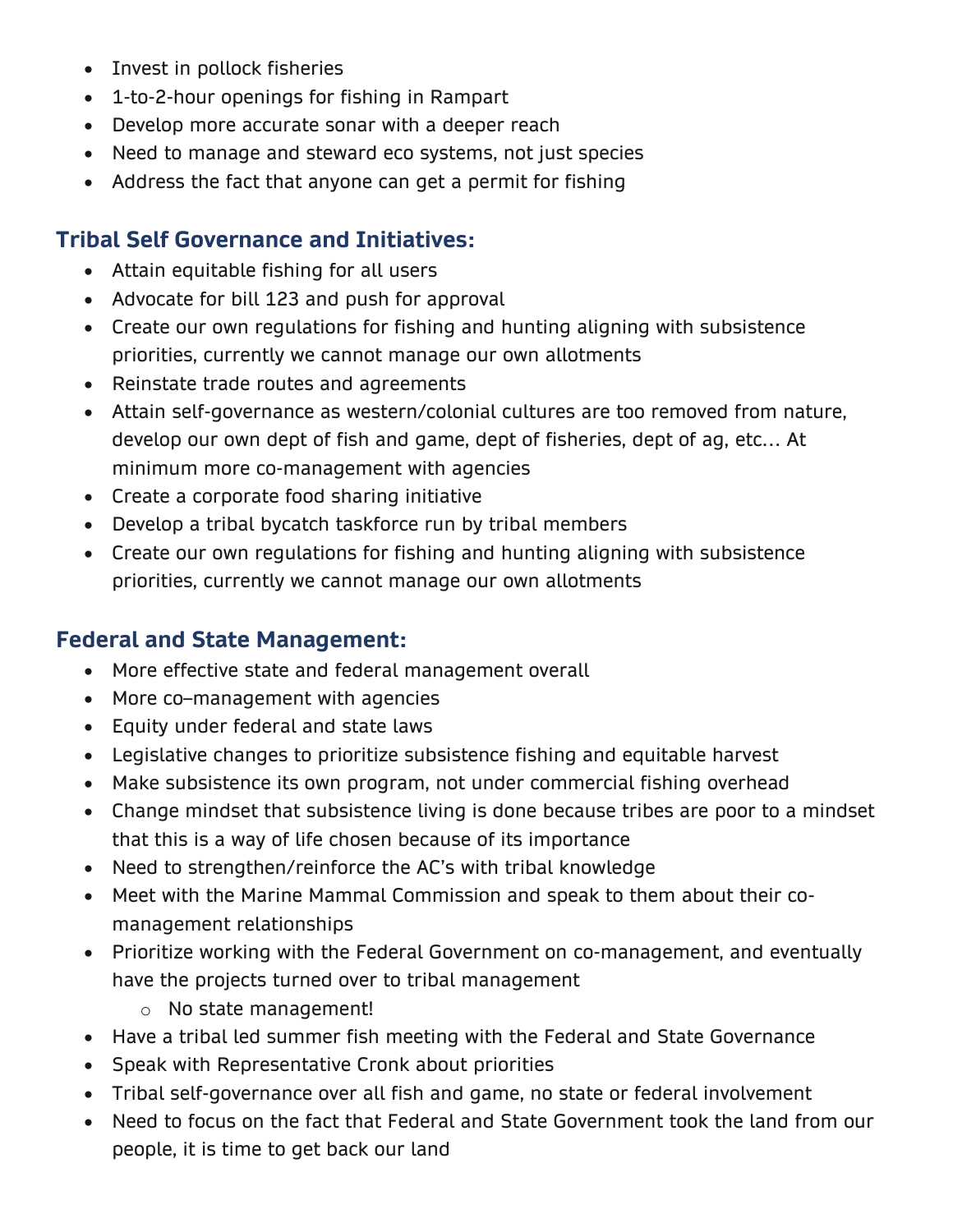- Invest in pollock fisheries
- 1-to-2-hour openings for fishing in Rampart
- Develop more accurate sonar with a deeper reach
- Need to manage and steward eco systems, not just species
- Address the fact that anyone can get a permit for fishing

### Tribal Self Governance and Initiatives:

- Attain equitable fishing for all users
- Advocate for bill 123 and push for approval
- Create our own regulations for fishing and hunting aligning with subsistence priorities, currently we cannot manage our own allotments
- Reinstate trade routes and agreements
- Attain self-governance as western/colonial cultures are too removed from nature, develop our own dept of fish and game, dept of fisheries, dept of ag, etc… At minimum more co-management with agencies
- Create a corporate food sharing initiative
- Develop a tribal bycatch taskforce run by tribal members
- Create our own regulations for fishing and hunting aligning with subsistence priorities, currently we cannot manage our own allotments

### Federal and State Management:

- More effective state and federal management overall
- More co–management with agencies
- Equity under federal and state laws
- Legislative changes to prioritize subsistence fishing and equitable harvest
- Make subsistence its own program, not under commercial fishing overhead
- Change mindset that subsistence living is done because tribes are poor to a mindset that this is a way of life chosen because of its importance
- Need to strengthen/reinforce the AC's with tribal knowledge
- Meet with the Marine Mammal Commission and speak to them about their co-management relationships
- Prioritize working with the Federal Government on co-management, and eventually have the projects turned over to tribal management
  - No state management!
- Have a tribal led summer fish meeting with the Federal and State Governance
- Speak with Representative Cronk about priorities
- Tribal self-governance over all fish and game, no state or federal involvement
- Need to focus on the fact that Federal and State Government took the land from our people, it is time to get back our land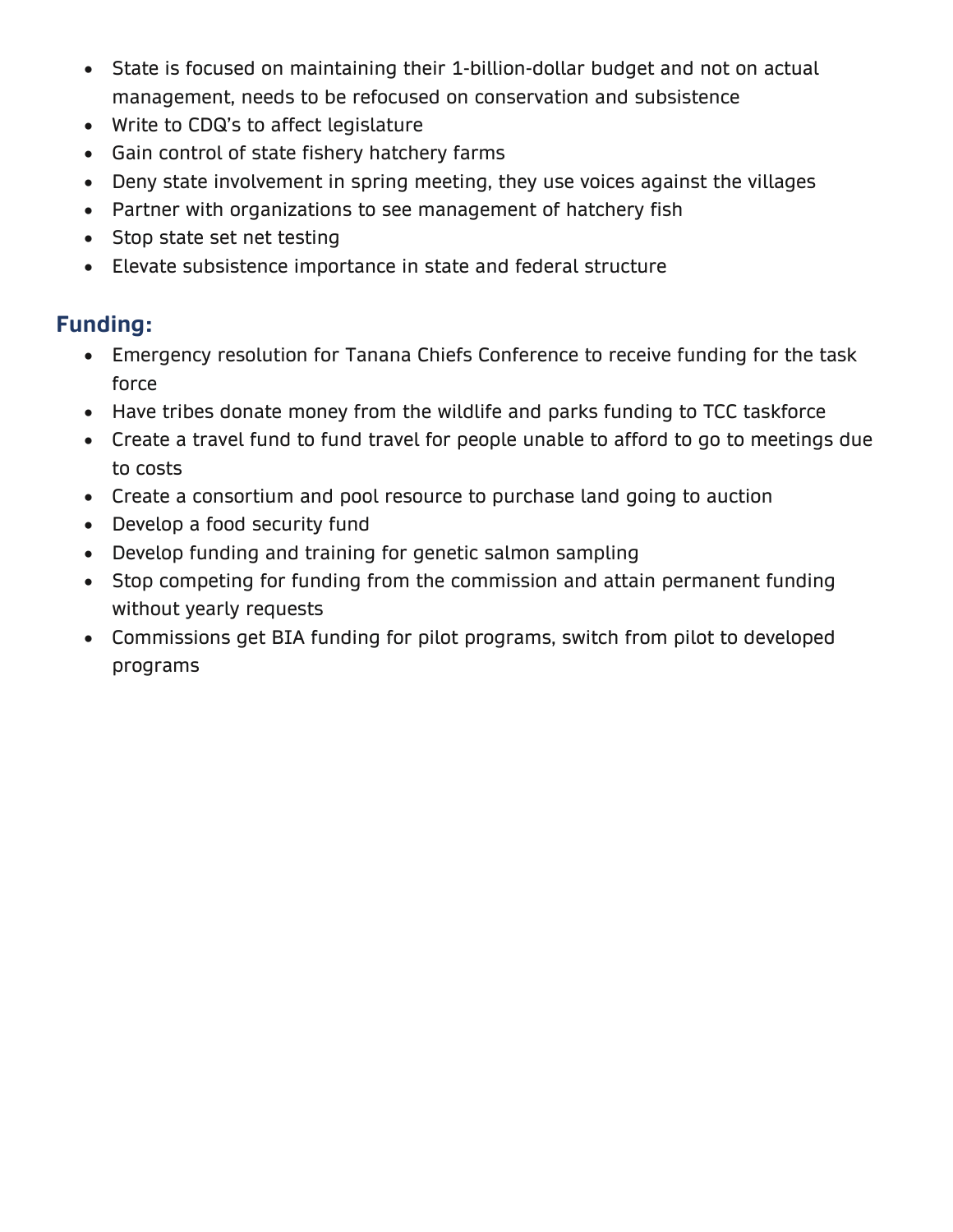- State is focused on maintaining their 1-billion-dollar budget and not on actual management, needs to be refocused on conservation and subsistence
- Write to CDQ's to affect legislature
- Gain control of state fishery hatchery farms
- Deny state involvement in spring meeting, they use voices against the villages
- Partner with organizations to see management of hatchery fish
- Stop state set net testing
- Elevate subsistence importance in state and federal structure

## Funding:

- Emergency resolution for Tanana Chiefs Conference to receive funding for the task force
- Have tribes donate money from the wildlife and parks funding to TCC taskforce
- Create a travel fund to fund travel for people unable to afford to go to meetings due to costs
- Create a consortium and pool resource to purchase land going to auction
- Develop a food security fund
- Develop funding and training for genetic salmon sampling
- Stop competing for funding from the commission and attain permanent funding without yearly requests
- Commissions get BIA funding for pilot programs, switch from pilot to developed programs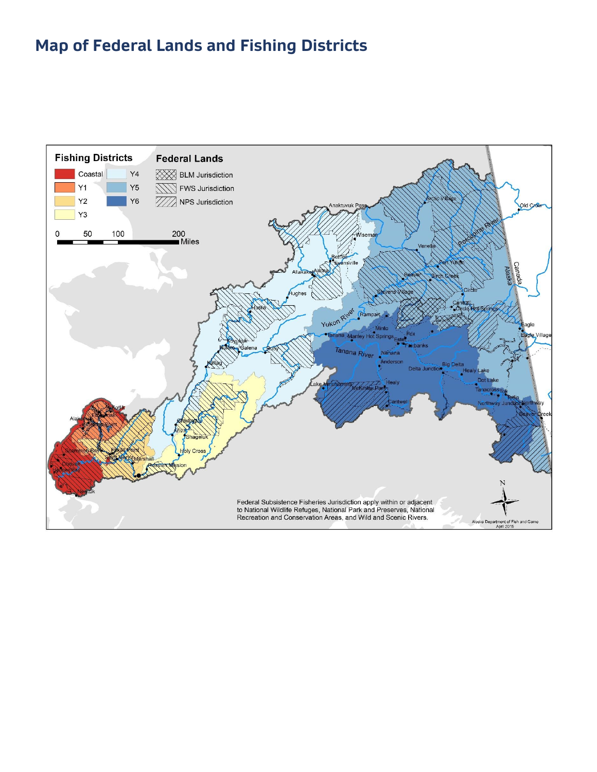# Map of Federal Lands and Fishing Districts

Fishing Districts

Coastal
Y1
Y2
Y3
Y4
Y5
Y6

Federal Lands

BLM Jurisdiction
FWS Jurisdiction
NPS Jurisdiction

0 50 100 200 Miles

Anaktuvuk Pass
Arctic Village
Old Crow
Wiseman
Bettles
Evansville
Allakaket
Alatna
Venetie
Porcupine River
Fort Yukon
Canada
Alaska
Beaver
Birch Creek
Hughes
Stevens Village
Circle
Central
Circle Hot Springs
Huslia
Rampart
Yukon River
Eagle
Eagle Village
Minto
Tanana
Manley Hot Springs
Fox
Ester
Fairbanks
Koyukuk
Nulato
Galena
Ruby
Tanana River
Nenana
Anderson
Kaltag
Big Delta
Delta Junction
Healy Lake
Lake Minchumina
McKinley Park
Healy
Dot Lake
Tanacross
Tok
Tetlin
Northway Junction
Northway
Cantwell
Beaver Creek
Kotlik
Emmonak
Alakanuk
Pilot Point
Grayling
Anvik
Shageluk
Scammon Bay
Pitkas Point
Saint Mary's
Marshall
Holy Cross
Chevak
Hooper Bay
Russian Mission
Newtok

Federal Subsistence Fisheries Jurisdiction apply within or adjacent to National Wildlife Refuges, National Park and Preserves, National Recreation and Conservation Areas, and Wild and Scenic Rivers.

N

Alaska Department of Fish and Game
April 2015